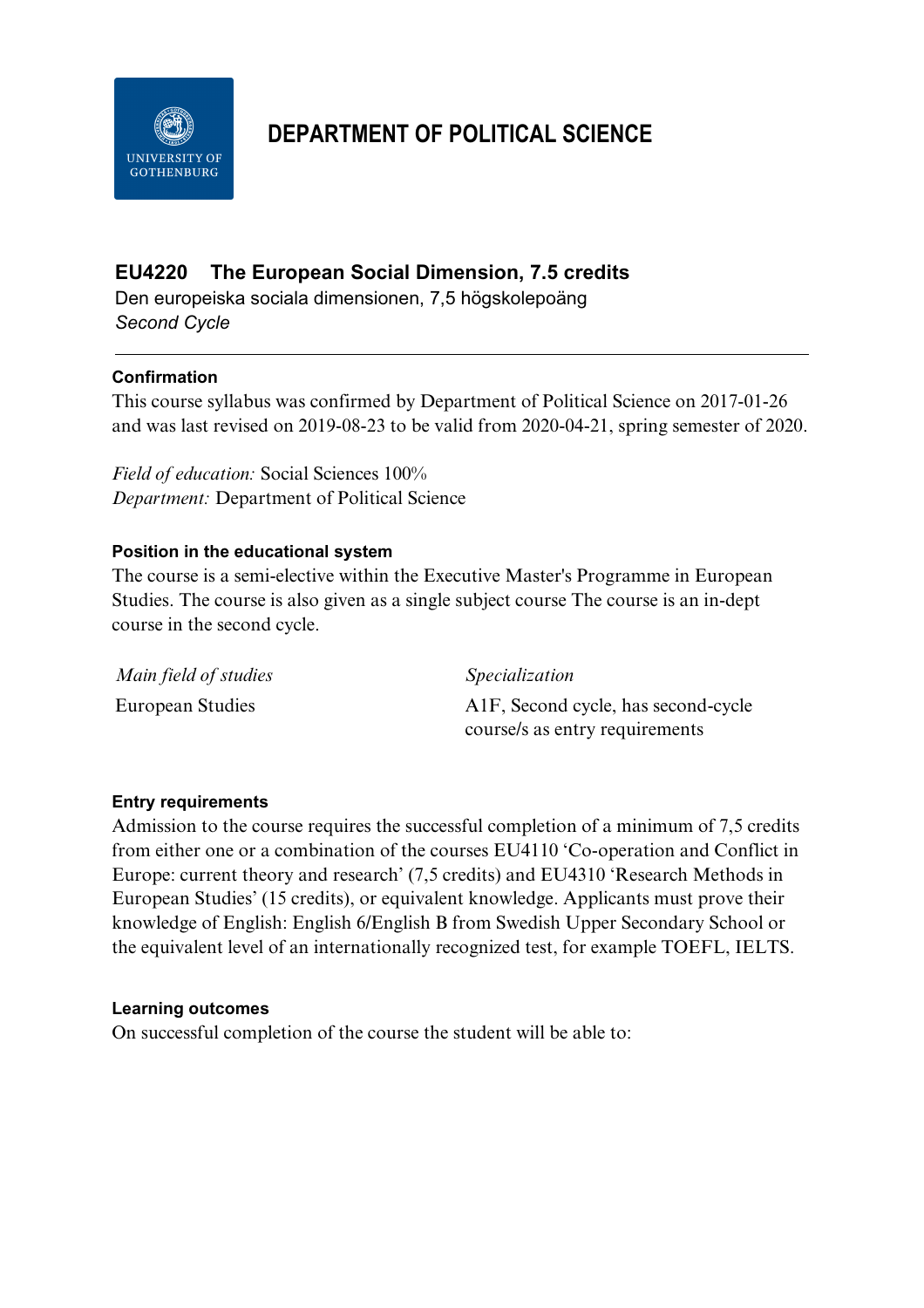# DEPARTMENT OF POLITICAL SCIENCE

## EU4220 The European Social Dimension, 7.5 credits

Den europeiska sociala dimensionen, 7,5 högskolepoäng

*Second Cycle*

---

### Confirmation

This course syllabus was confirmed by Department of Political Science on 2017-01-26 and was last revised on 2019-08-23 to be valid from 2020-04-21, spring semester of 2020.

*Field of education:* Social Sciences 100%
*Department:* Department of Political Science

### Position in the educational system

The course is a semi-elective within the Executive Master's Programme in European Studies. The course is also given as a single subject course The course is an in-dept course in the second cycle.

| *Main field of studies* | *Specialization* |
| --- | --- |
| European Studies | A1F, Second cycle, has second-cycle course/s as entry requirements |

### Entry requirements

Admission to the course requires the successful completion of a minimum of 7,5 credits from either one or a combination of the courses EU4110 'Co-operation and Conflict in Europe: current theory and research' (7,5 credits) and EU4310 'Research Methods in European Studies' (15 credits), or equivalent knowledge. Applicants must prove their knowledge of English: English 6/English B from Swedish Upper Secondary School or the equivalent level of an internationally recognized test, for example TOEFL, IELTS.

### Learning outcomes

On successful completion of the course the student will be able to: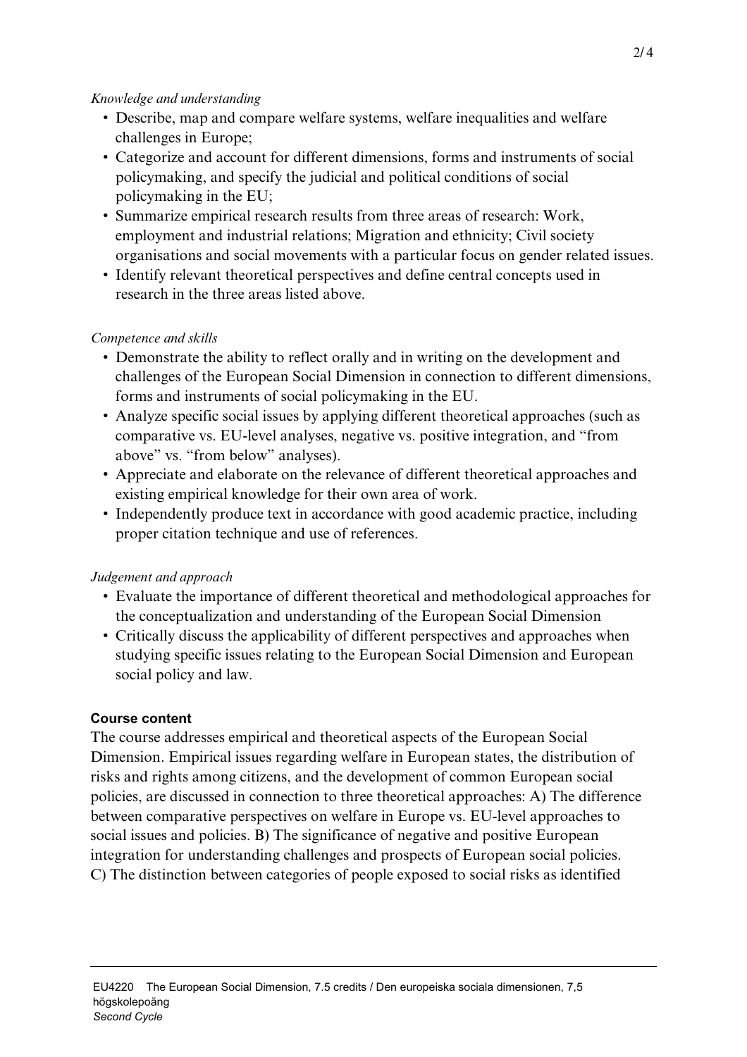*Knowledge and understanding*

- Describe, map and compare welfare systems, welfare inequalities and welfare challenges in Europe;
- Categorize and account for different dimensions, forms and instruments of social policymaking, and specify the judicial and political conditions of social policymaking in the EU;
- Summarize empirical research results from three areas of research: Work, employment and industrial relations; Migration and ethnicity; Civil society organisations and social movements with a particular focus on gender related issues.
- Identify relevant theoretical perspectives and define central concepts used in research in the three areas listed above.

*Competence and skills*

- Demonstrate the ability to reflect orally and in writing on the development and challenges of the European Social Dimension in connection to different dimensions, forms and instruments of social policymaking in the EU.
- Analyze specific social issues by applying different theoretical approaches (such as comparative vs. EU-level analyses, negative vs. positive integration, and "from above" vs. "from below" analyses).
- Appreciate and elaborate on the relevance of different theoretical approaches and existing empirical knowledge for their own area of work.
- Independently produce text in accordance with good academic practice, including proper citation technique and use of references.

*Judgement and approach*

- Evaluate the importance of different theoretical and methodological approaches for the conceptualization and understanding of the European Social Dimension
- Critically discuss the applicability of different perspectives and approaches when studying specific issues relating to the European Social Dimension and European social policy and law.

**Course content**

The course addresses empirical and theoretical aspects of the European Social Dimension. Empirical issues regarding welfare in European states, the distribution of risks and rights among citizens, and the development of common European social policies, are discussed in connection to three theoretical approaches: A) The difference between comparative perspectives on welfare in Europe vs. EU-level approaches to social issues and policies. B) The significance of negative and positive European integration for understanding challenges and prospects of European social policies. C) The distinction between categories of people exposed to social risks as identified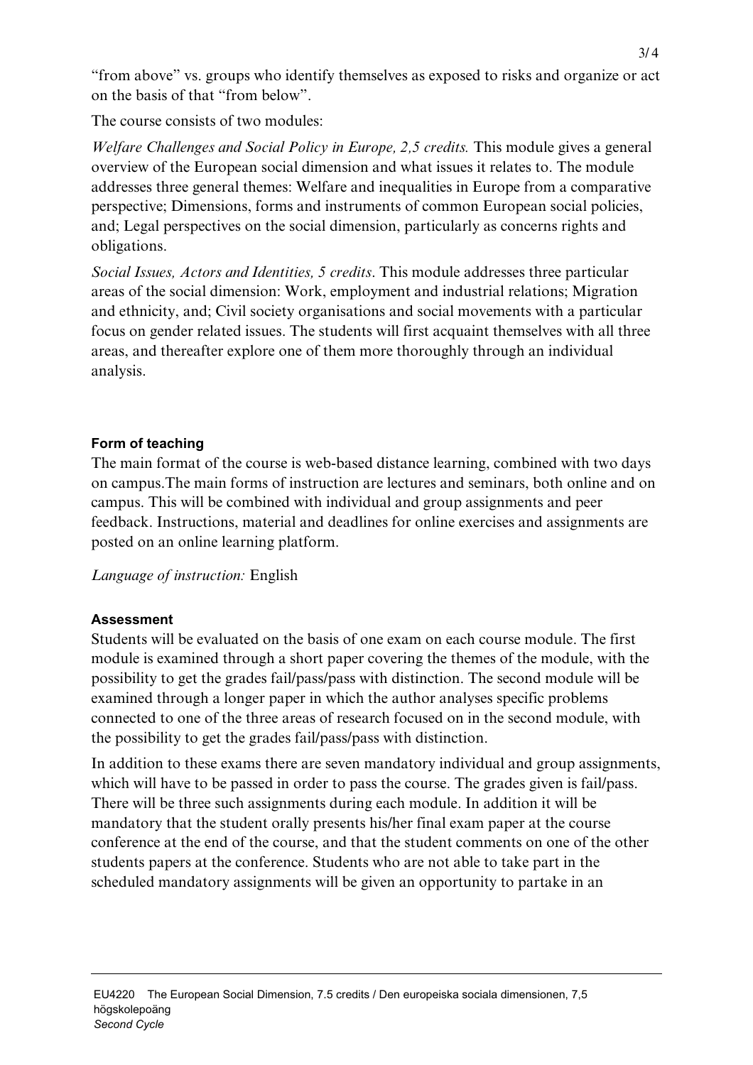"from above" vs. groups who identify themselves as exposed to risks and organize or act on the basis of that "from below".

The course consists of two modules:

*Welfare Challenges and Social Policy in Europe, 2,5 credits.* This module gives a general overview of the European social dimension and what issues it relates to. The module addresses three general themes: Welfare and inequalities in Europe from a comparative perspective; Dimensions, forms and instruments of common European social policies, and; Legal perspectives on the social dimension, particularly as concerns rights and obligations.

*Social Issues, Actors and Identities, 5 credits*. This module addresses three particular areas of the social dimension: Work, employment and industrial relations; Migration and ethnicity, and; Civil society organisations and social movements with a particular focus on gender related issues. The students will first acquaint themselves with all three areas, and thereafter explore one of them more thoroughly through an individual analysis.

**Form of teaching**

The main format of the course is web-based distance learning, combined with two days on campus.The main forms of instruction are lectures and seminars, both online and on campus. This will be combined with individual and group assignments and peer feedback. Instructions, material and deadlines for online exercises and assignments are posted on an online learning platform.

*Language of instruction:* English

**Assessment**

Students will be evaluated on the basis of one exam on each course module. The first module is examined through a short paper covering the themes of the module, with the possibility to get the grades fail/pass/pass with distinction. The second module will be examined through a longer paper in which the author analyses specific problems connected to one of the three areas of research focused on in the second module, with the possibility to get the grades fail/pass/pass with distinction.

In addition to these exams there are seven mandatory individual and group assignments, which will have to be passed in order to pass the course. The grades given is fail/pass. There will be three such assignments during each module. In addition it will be mandatory that the student orally presents his/her final exam paper at the course conference at the end of the course, and that the student comments on one of the other students papers at the conference. Students who are not able to take part in the scheduled mandatory assignments will be given an opportunity to partake in an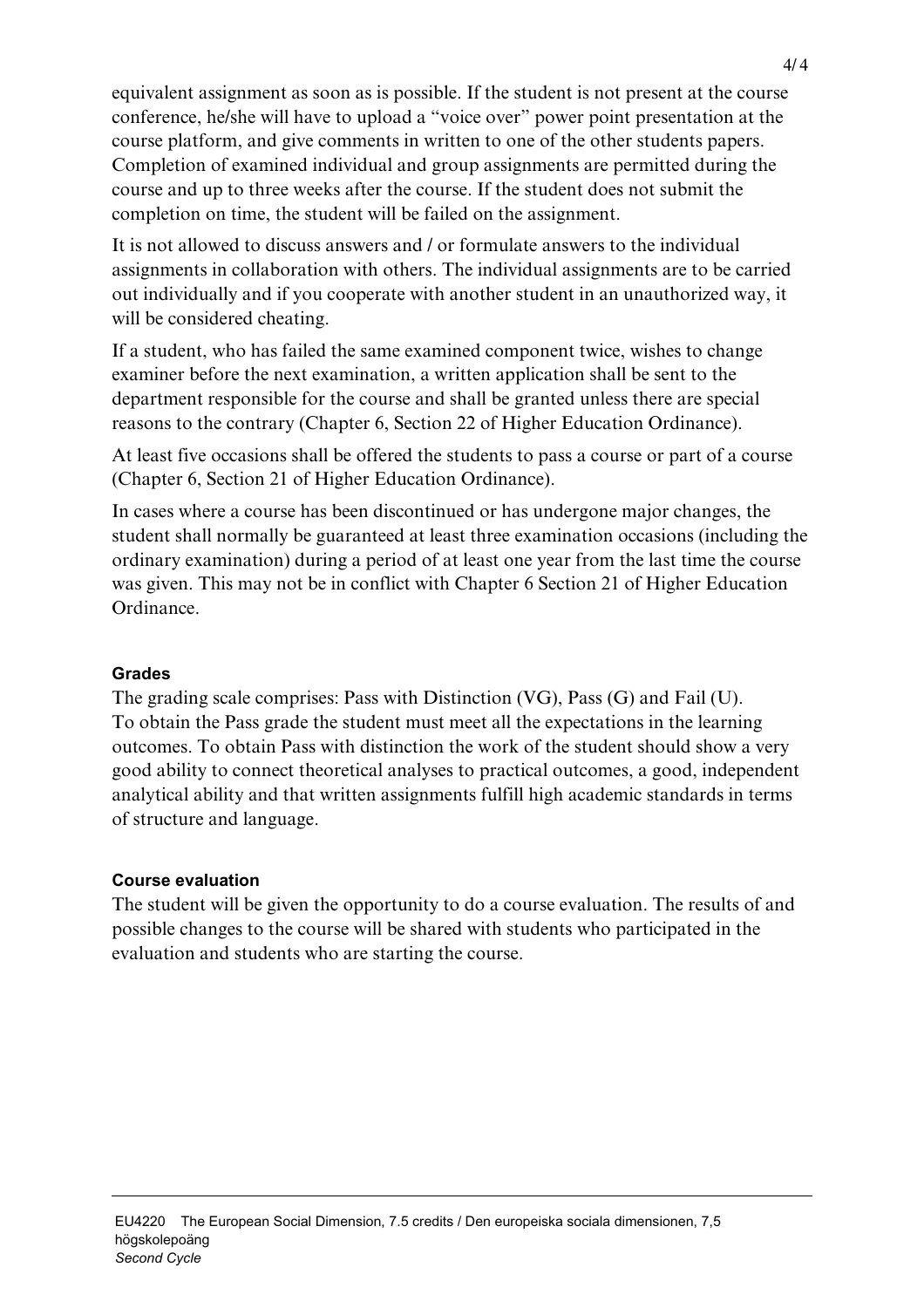equivalent assignment as soon as is possible. If the student is not present at the course conference, he/she will have to upload a "voice over" power point presentation at the course platform, and give comments in written to one of the other students papers. Completion of examined individual and group assignments are permitted during the course and up to three weeks after the course. If the student does not submit the completion on time, the student will be failed on the assignment.

It is not allowed to discuss answers and / or formulate answers to the individual assignments in collaboration with others. The individual assignments are to be carried out individually and if you cooperate with another student in an unauthorized way, it will be considered cheating.

If a student, who has failed the same examined component twice, wishes to change examiner before the next examination, a written application shall be sent to the department responsible for the course and shall be granted unless there are special reasons to the contrary (Chapter 6, Section 22 of Higher Education Ordinance).

At least five occasions shall be offered the students to pass a course or part of a course (Chapter 6, Section 21 of Higher Education Ordinance).

In cases where a course has been discontinued or has undergone major changes, the student shall normally be guaranteed at least three examination occasions (including the ordinary examination) during a period of at least one year from the last time the course was given. This may not be in conflict with Chapter 6 Section 21 of Higher Education Ordinance.

## Grades

The grading scale comprises: Pass with Distinction (VG), Pass (G) and Fail (U).
To obtain the Pass grade the student must meet all the expectations in the learning outcomes. To obtain Pass with distinction the work of the student should show a very good ability to connect theoretical analyses to practical outcomes, a good, independent analytical ability and that written assignments fulfill high academic standards in terms of structure and language.

## Course evaluation

The student will be given the opportunity to do a course evaluation. The results of and possible changes to the course will be shared with students who participated in the evaluation and students who are starting the course.